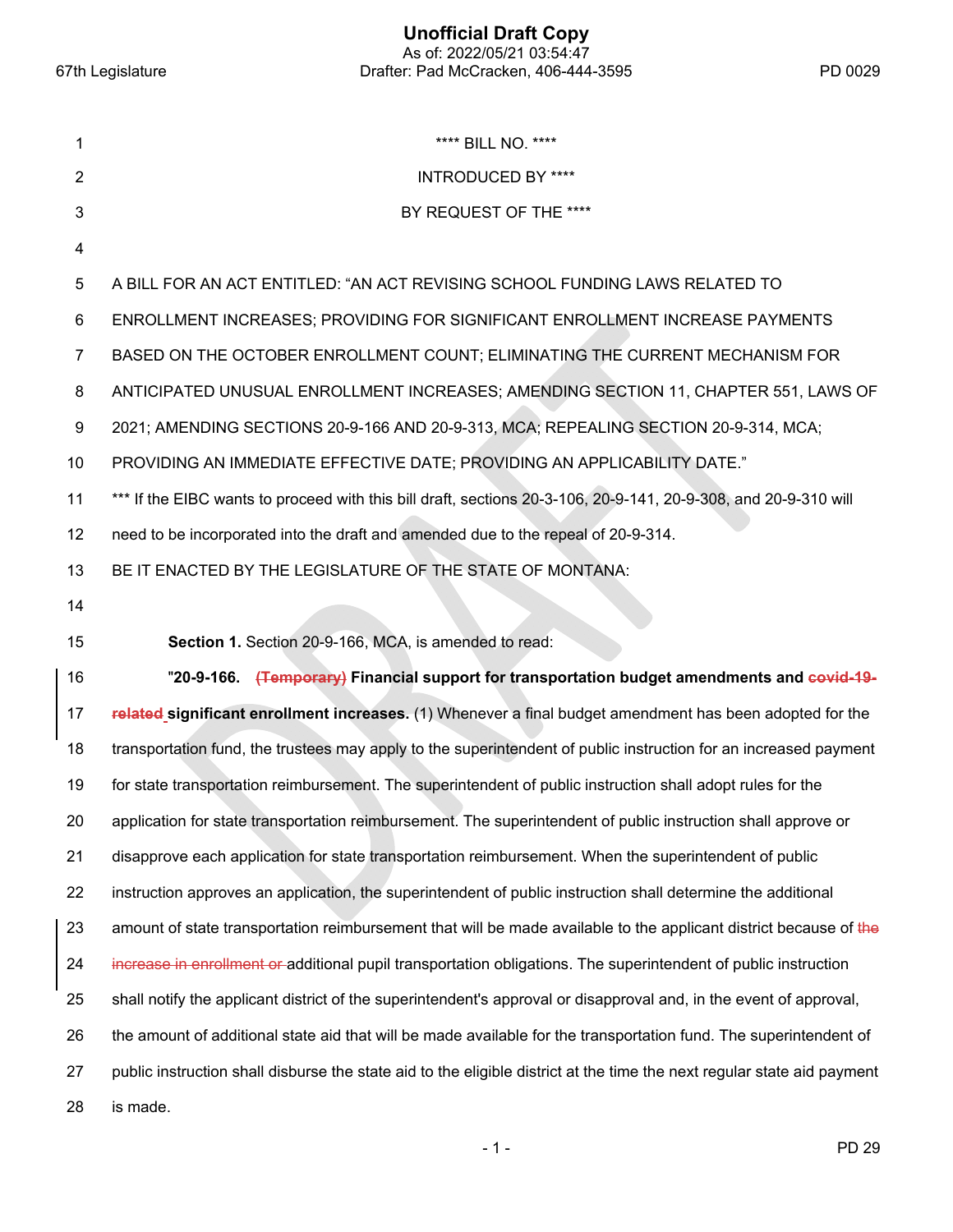**** BILL NO. ****

INTRODUCED BY ****

BY REQUEST OF THE ****

A BILL FOR AN ACT ENTITLED: "AN ACT REVISING SCHOOL FUNDING LAWS RELATED TO ENROLLMENT INCREASES; PROVIDING FOR SIGNIFICANT ENROLLMENT INCREASE PAYMENTS BASED ON THE OCTOBER ENROLLMENT COUNT; ELIMINATING THE CURRENT MECHANISM FOR ANTICIPATED UNUSUAL ENROLLMENT INCREASES; AMENDING SECTION 11, CHAPTER 551, LAWS OF 2021; AMENDING SECTIONS 20-9-166 AND 20-9-313, MCA; REPEALING SECTION 20-9-314, MCA; PROVIDING AN IMMEDIATE EFFECTIVE DATE; PROVIDING AN APPLICABILITY DATE."

*** If the EIBC wants to proceed with this bill draft, sections 20-3-106, 20-9-141, 20-9-308, and 20-9-310 will need to be incorporated into the draft and amended due to the repeal of 20-9-314.

BE IT ENACTED BY THE LEGISLATURE OF THE STATE OF MONTANA:

**Section 1.** Section 20-9-166, MCA, is amended to read:

"**20-9-166. ~~(Temporary)~~ Financial support for transportation budget amendments and ~~covid-19-related~~ significant enrollment increases.** (1) Whenever a final budget amendment has been adopted for the transportation fund, the trustees may apply to the superintendent of public instruction for an increased payment for state transportation reimbursement. The superintendent of public instruction shall adopt rules for the application for state transportation reimbursement. The superintendent of public instruction shall approve or disapprove each application for state transportation reimbursement. When the superintendent of public instruction approves an application, the superintendent of public instruction shall determine the additional amount of state transportation reimbursement that will be made available to the applicant district because of ~~the increase in enrollment or~~ additional pupil transportation obligations. The superintendent of public instruction shall notify the applicant district of the superintendent's approval or disapproval and, in the event of approval, the amount of additional state aid that will be made available for the transportation fund. The superintendent of public instruction shall disburse the state aid to the eligible district at the time the next regular state aid payment is made.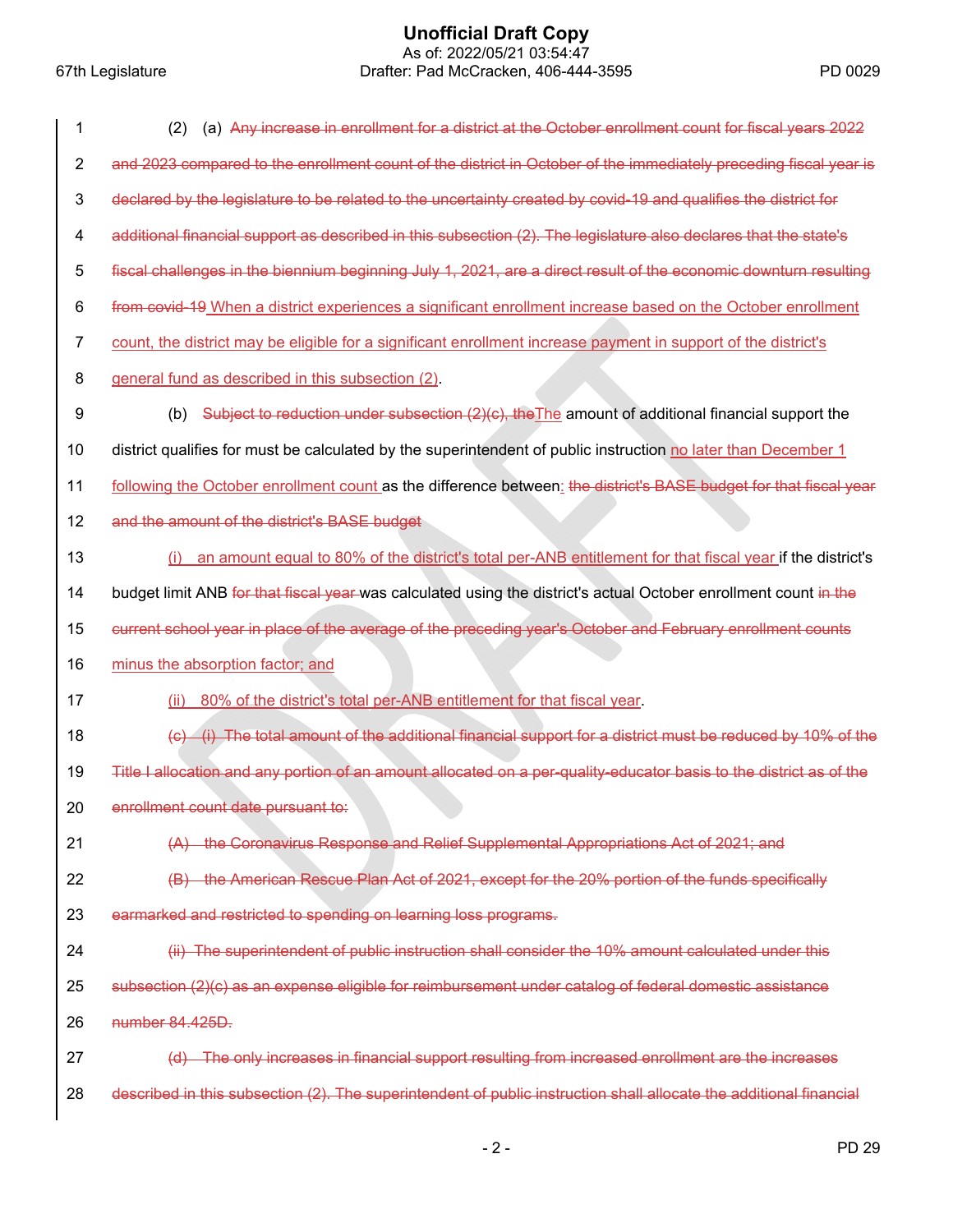(2) (a) ~~Any increase in enrollment for a district at the October enrollment count for fiscal years 2022 and 2023 compared to the enrollment count of the district in October of the immediately preceding fiscal year is declared by the legislature to be related to the uncertainty created by covid-19 and qualifies the district for additional financial support as described in this subsection (2). The legislature also declares that the state's fiscal challenges in the biennium beginning July 1, 2021, are a direct result of the economic downturn resulting from covid-19~~ When a district experiences a significant enrollment increase based on the October enrollment count, the district may be eligible for a significant enrollment increase payment in support of the district's general fund as described in this subsection (2).

(b) ~~Subject to reduction under subsection (2)(c), the~~The amount of additional financial support the district qualifies for must be calculated by the superintendent of public instruction no later than December 1 following the October enrollment count as the difference between: ~~the district's BASE budget for that fiscal year and the amount of the district's BASE budget~~

(i) an amount equal to 80% of the district's total per-ANB entitlement for that fiscal year if the district's budget limit ANB ~~for that fiscal year~~ was calculated using the district's actual October enrollment count ~~in the current school year in place of the average of the preceding year's October and February enrollment counts~~ minus the absorption factor; and

(ii) 80% of the district's total per-ANB entitlement for that fiscal year.

~~(c) (i) The total amount of the additional financial support for a district must be reduced by 10% of the Title I allocation and any portion of an amount allocated on a per-quality-educator basis to the district as of the enrollment count date pursuant to:~~

~~(A) the Coronavirus Response and Relief Supplemental Appropriations Act of 2021; and~~

~~(B) the American Rescue Plan Act of 2021, except for the 20% portion of the funds specifically earmarked and restricted to spending on learning loss programs.~~

~~(ii) The superintendent of public instruction shall consider the 10% amount calculated under this subsection (2)(c) as an expense eligible for reimbursement under catalog of federal domestic assistance number 84.425D.~~

~~(d) The only increases in financial support resulting from increased enrollment are the increases described in this subsection (2). The superintendent of public instruction shall allocate the additional financial~~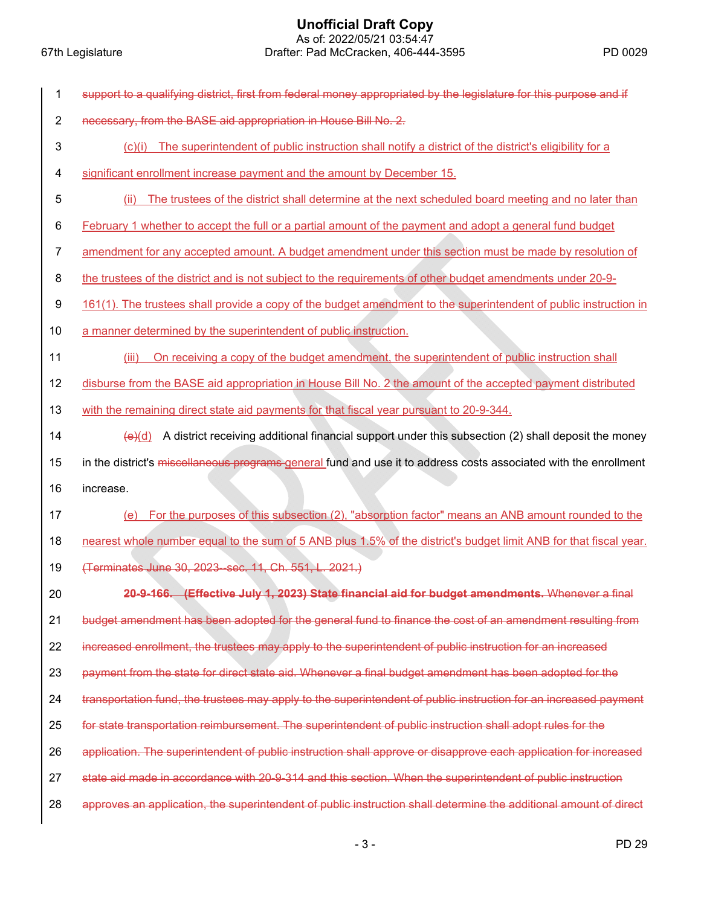1 ~~support to a qualifying district, first from federal money appropriated by the legislature for this purpose and if~~

2 ~~necessary, from the BASE aid appropriation in House Bill No. 2.~~

3 (c)(i) The superintendent of public instruction shall notify a district of the district's eligibility for a

4 significant enrollment increase payment and the amount by December 15.

5 (ii) The trustees of the district shall determine at the next scheduled board meeting and no later than

6 February 1 whether to accept the full or a partial amount of the payment and adopt a general fund budget

7 amendment for any accepted amount. A budget amendment under this section must be made by resolution of

8 the trustees of the district and is not subject to the requirements of other budget amendments under 20-9-

9 161(1). The trustees shall provide a copy of the budget amendment to the superintendent of public instruction in

10 a manner determined by the superintendent of public instruction.

11 (iii) On receiving a copy of the budget amendment, the superintendent of public instruction shall

12 disburse from the BASE aid appropriation in House Bill No. 2 the amount of the accepted payment distributed

13 with the remaining direct state aid payments for that fiscal year pursuant to 20-9-344.

14 ~~(c)~~(d) A district receiving additional financial support under this subsection (2) shall deposit the money

15 in the district's ~~miscellaneous programs~~ general fund and use it to address costs associated with the enrollment

16 increase.

17 (e) For the purposes of this subsection (2), "absorption factor" means an ANB amount rounded to the

18 nearest whole number equal to the sum of 5 ANB plus 1.5% of the district's budget limit ANB for that fiscal year.

19 ~~(Terminates June 30, 2023--sec. 11, Ch. 551, L. 2021.)~~

20 ~~**20-9-166. (Effective July 1, 2023) State financial aid for budget amendments.** Whenever a final~~

21 ~~budget amendment has been adopted for the general fund to finance the cost of an amendment resulting from~~

22 ~~increased enrollment, the trustees may apply to the superintendent of public instruction for an increased~~

23 ~~payment from the state for direct state aid. Whenever a final budget amendment has been adopted for the~~

24 ~~transportation fund, the trustees may apply to the superintendent of public instruction for an increased payment~~

25 ~~for state transportation reimbursement. The superintendent of public instruction shall adopt rules for the~~

26 ~~application. The superintendent of public instruction shall approve or disapprove each application for increased~~

27 ~~state aid made in accordance with 20-9-314 and this section. When the superintendent of public instruction~~

28 ~~approves an application, the superintendent of public instruction shall determine the additional amount of direct~~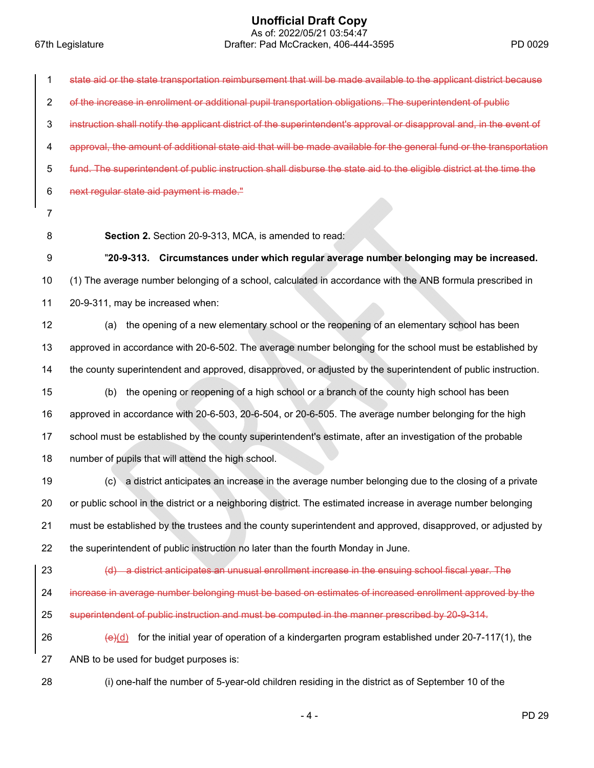~~state aid or the state transportation reimbursement that will be made available to the applicant district because of the increase in enrollment or additional pupil transportation obligations. The superintendent of public instruction shall notify the applicant district of the superintendent's approval or disapproval and, in the event of approval, the amount of additional state aid that will be made available for the general fund or the transportation fund. The superintendent of public instruction shall disburse the state aid to the eligible district at the time the next regular state aid payment is made."~~

**Section 2.** Section 20-9-313, MCA, is amended to read:

"**20-9-313. Circumstances under which regular average number belonging may be increased.** (1) The average number belonging of a school, calculated in accordance with the ANB formula prescribed in 20-9-311, may be increased when:

(a) the opening of a new elementary school or the reopening of an elementary school has been approved in accordance with 20-6-502. The average number belonging for the school must be established by the county superintendent and approved, disapproved, or adjusted by the superintendent of public instruction.

(b) the opening or reopening of a high school or a branch of the county high school has been approved in accordance with 20-6-503, 20-6-504, or 20-6-505. The average number belonging for the high school must be established by the county superintendent's estimate, after an investigation of the probable number of pupils that will attend the high school.

(c) a district anticipates an increase in the average number belonging due to the closing of a private or public school in the district or a neighboring district. The estimated increase in average number belonging must be established by the trustees and the county superintendent and approved, disapproved, or adjusted by the superintendent of public instruction no later than the fourth Monday in June.

~~(d) a district anticipates an unusual enrollment increase in the ensuing school fiscal year. The increase in average number belonging must be based on estimates of increased enrollment approved by the superintendent of public instruction and must be computed in the manner prescribed by 20-9-314.~~

~~(e)~~(d) for the initial year of operation of a kindergarten program established under 20-7-117(1), the ANB to be used for budget purposes is:

(i) one-half the number of 5-year-old children residing in the district as of September 10 of the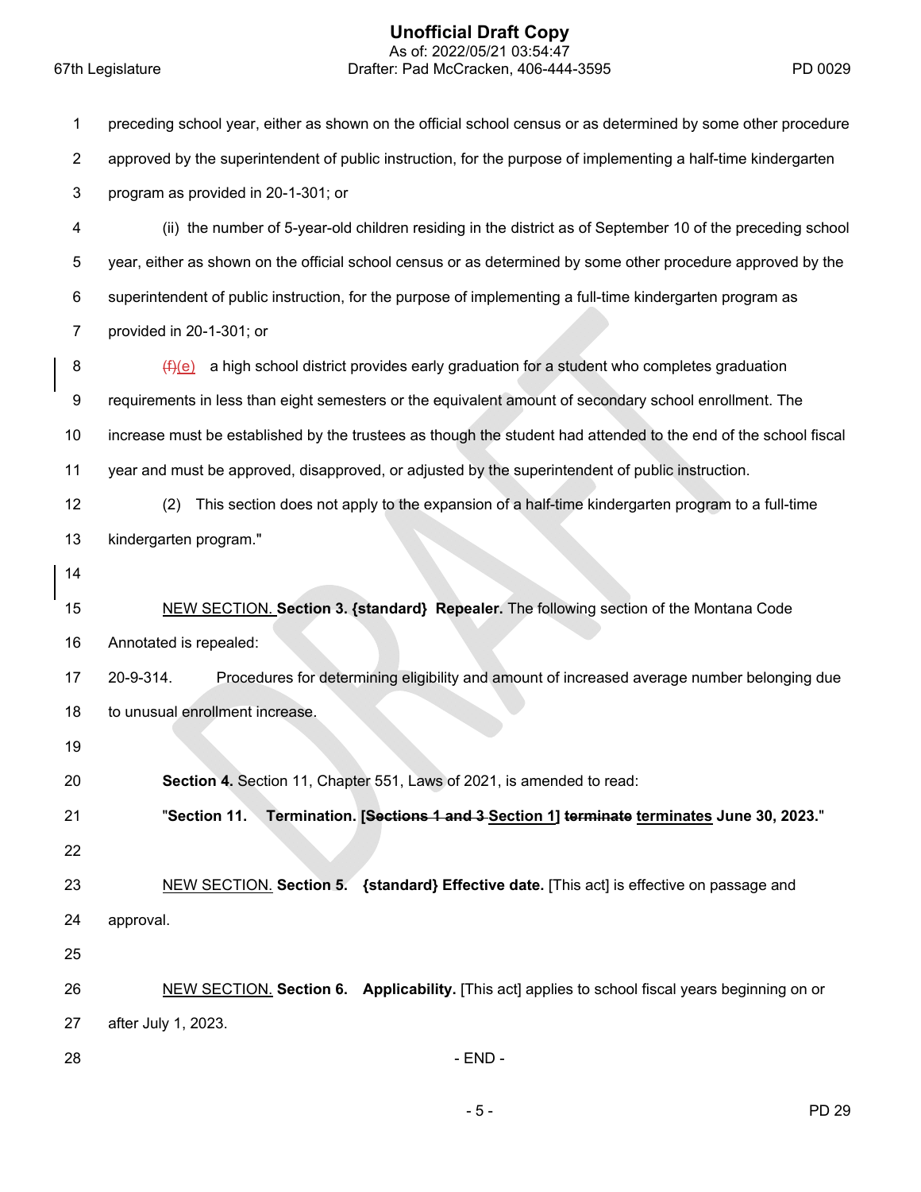preceding school year, either as shown on the official school census or as determined by some other procedure approved by the superintendent of public instruction, for the purpose of implementing a half-time kindergarten program as provided in 20-1-301; or

(ii) the number of 5-year-old children residing in the district as of September 10 of the preceding school year, either as shown on the official school census or as determined by some other procedure approved by the superintendent of public instruction, for the purpose of implementing a full-time kindergarten program as provided in 20-1-301; or

~~(f)~~(e) a high school district provides early graduation for a student who completes graduation requirements in less than eight semesters or the equivalent amount of secondary school enrollment. The increase must be established by the trustees as though the student had attended to the end of the school fiscal year and must be approved, disapproved, or adjusted by the superintendent of public instruction.

(2) This section does not apply to the expansion of a half-time kindergarten program to a full-time kindergarten program."

NEW SECTION. **Section 3. {standard} Repealer.** The following section of the Montana Code Annotated is repealed:

20-9-314. Procedures for determining eligibility and amount of increased average number belonging due to unusual enrollment increase.

**Section 4.** Section 11, Chapter 551, Laws of 2021, is amended to read:

"**Section 11. Termination. [~~Sections 1 and 3~~ Section 1] ~~terminate~~ terminates June 30, 2023.**"

NEW SECTION. **Section 5. {standard} Effective date.** [This act] is effective on passage and approval.

NEW SECTION. **Section 6. Applicability.** [This act] applies to school fiscal years beginning on or after July 1, 2023.

\- END -